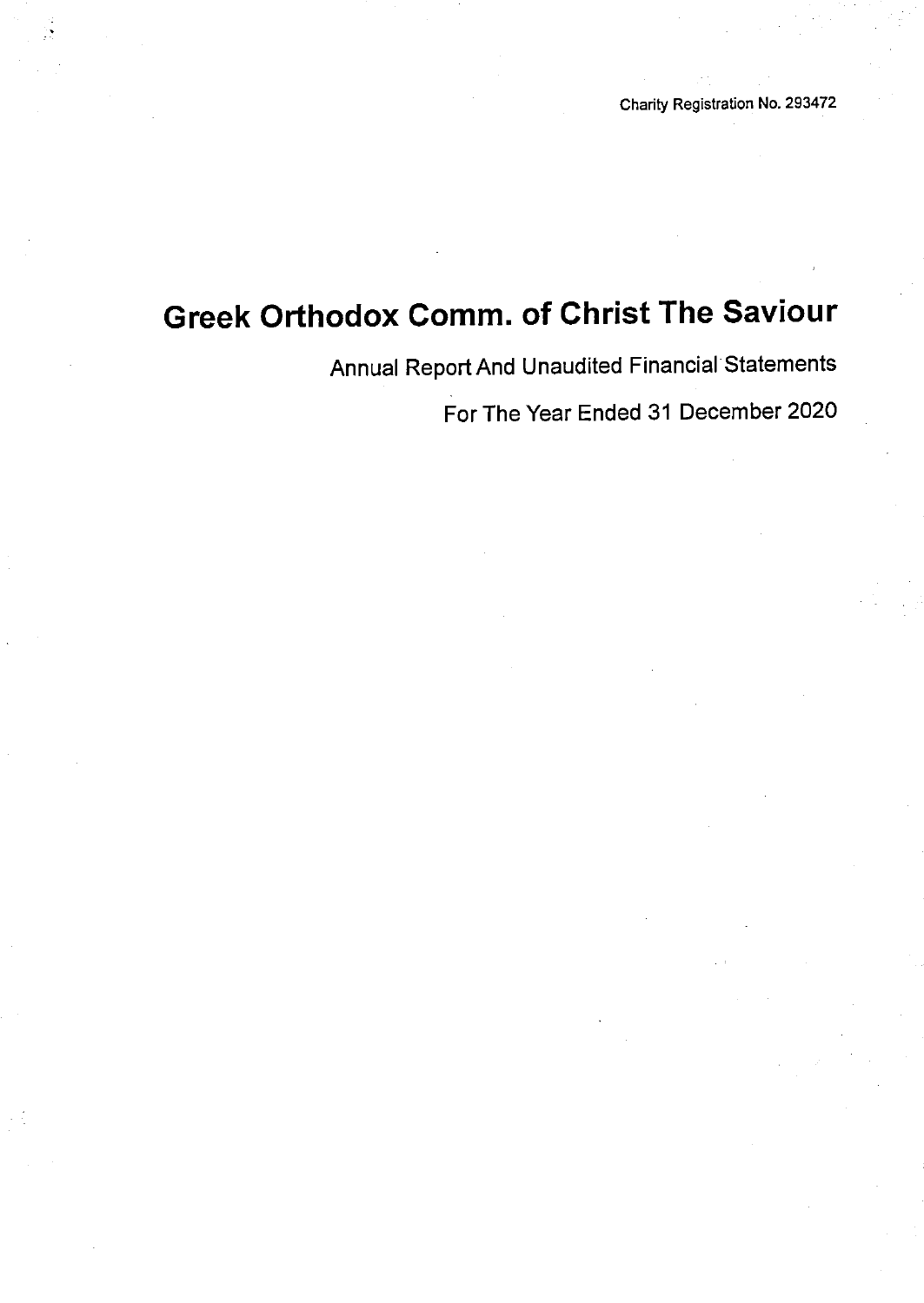Charity Registration No. 293472

# Greek Orthodox Comm. of Christ The Saviour

Annual Report And Unaudited Financial Statements

For The Year Ended 31 December 2020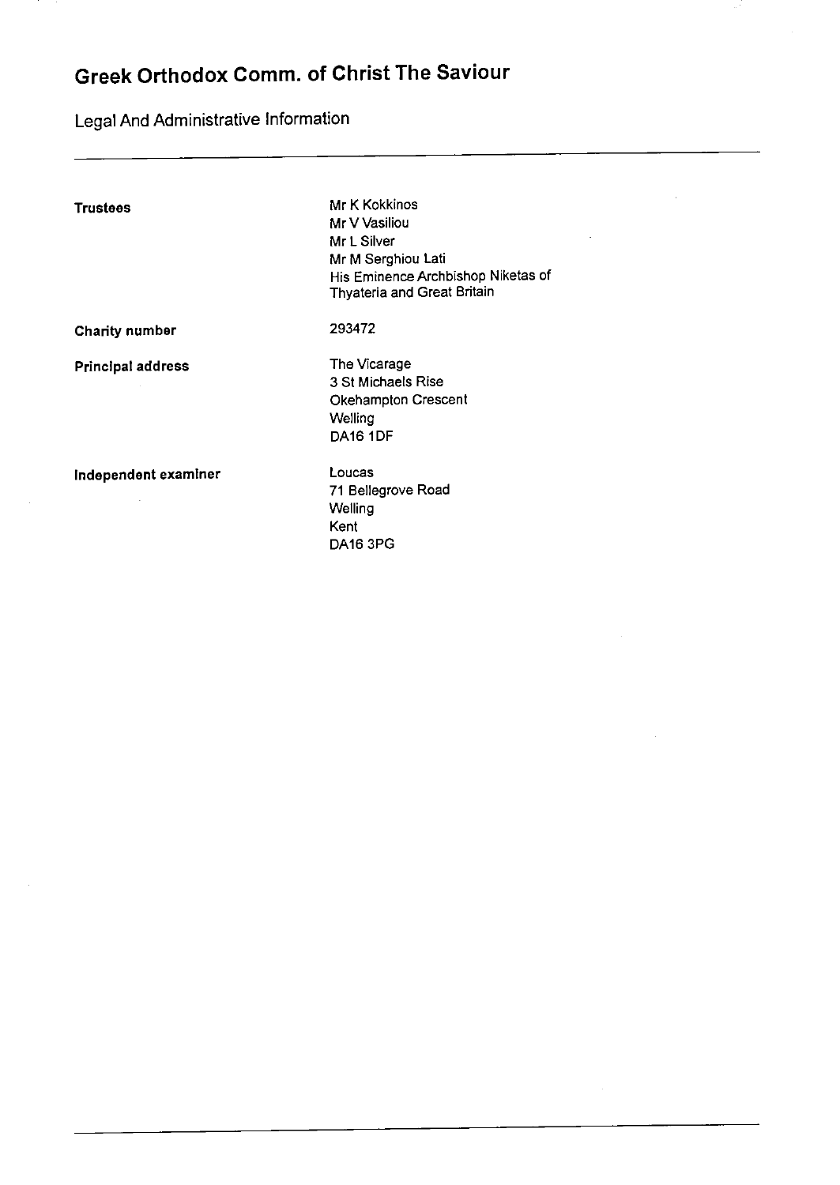# Greek Orthodox Comm. of Christ The Saviour

## Legal And Administrative Information

| | |
|---|---|
| **Trustees** | Mr K Kokkinos<br>Mr V Vasiliou<br>Mr L Silver<br>Mr M Serghiou Lati<br>His Eminence Archbishop Niketas of Thyateria and Great Britain |
| **Charity number** | 293472 |
| **Principal address** | The Vicarage<br>3 St Michaels Rise<br>Okehampton Crescent<br>Welling<br>DA16 1DF |
| **Independent examiner** | Loucas<br>71 Bellegrove Road<br>Welling<br>Kent<br>DA16 3PG |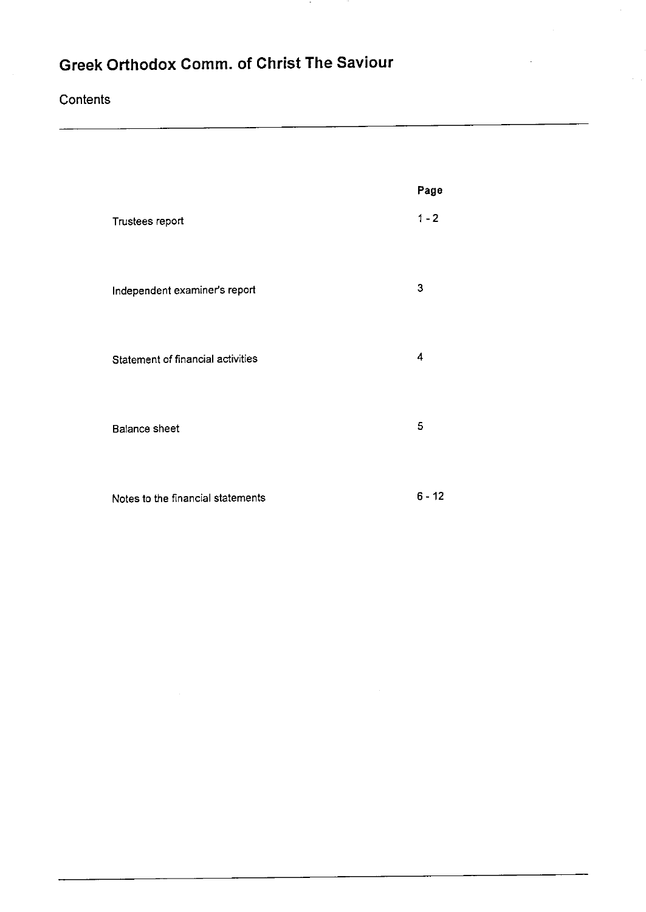# Greek Orthodox Comm. of Christ The Saviour

## Contents

| | Page |
|---|---|
| Trustees report | 1 - 2 |
| Independent examiner's report | 3 |
| Statement of financial activities | 4 |
| Balance sheet | 5 |
| Notes to the financial statements | 6 - 12 |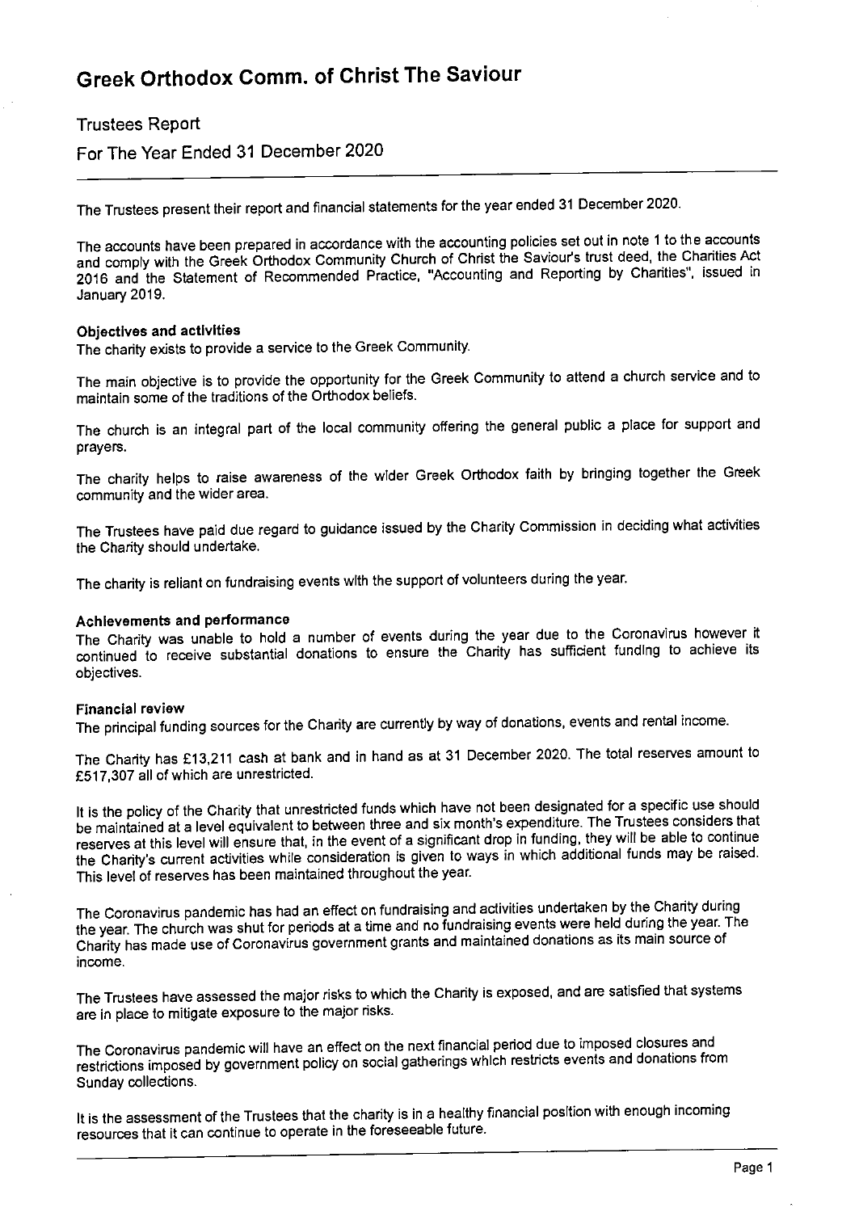# Greek Orthodox Comm. of Christ The Saviour

## Trustees Report

## For The Year Ended 31 December 2020

The Trustees present their report and financial statements for the year ended 31 December 2020.

The accounts have been prepared in accordance with the accounting policies set out in note 1 to the accounts and comply with the Greek Orthodox Community Church of Christ the Saviour's trust deed, the Charities Act 2016 and the Statement of Recommended Practice, "Accounting and Reporting by Charities", issued in January 2019.

### Objectives and activities

The charity exists to provide a service to the Greek Community.

The main objective is to provide the opportunity for the Greek Community to attend a church service and to maintain some of the traditions of the Orthodox beliefs.

The church is an integral part of the local community offering the general public a place for support and prayers.

The charity helps to raise awareness of the wider Greek Orthodox faith by bringing together the Greek community and the wider area.

The Trustees have paid due regard to guidance issued by the Charity Commission in deciding what activities the Charity should undertake.

The charity is reliant on fundraising events with the support of volunteers during the year.

### Achievements and performance

The Charity was unable to hold a number of events during the year due to the Coronavirus however it continued to receive substantial donations to ensure the Charity has sufficient funding to achieve its objectives.

### Financial review

The principal funding sources for the Charity are currently by way of donations, events and rental income.

The Charity has £13,211 cash at bank and in hand as at 31 December 2020. The total reserves amount to £517,307 all of which are unrestricted.

It is the policy of the Charity that unrestricted funds which have not been designated for a specific use should be maintained at a level equivalent to between three and six month's expenditure. The Trustees considers that reserves at this level will ensure that, in the event of a significant drop in funding, they will be able to continue the Charity's current activities while consideration is given to ways in which additional funds may be raised. This level of reserves has been maintained throughout the year.

The Coronavirus pandemic has had an effect on fundraising and activities undertaken by the Charity during the year. The church was shut for periods at a time and no fundraising events were held during the year. The Charity has made use of Coronavirus government grants and maintained donations as its main source of income.

The Trustees have assessed the major risks to which the Charity is exposed, and are satisfied that systems are in place to mitigate exposure to the major risks.

The Coronavirus pandemic will have an effect on the next financial period due to imposed closures and restrictions imposed by government policy on social gatherings which restricts events and donations from Sunday collections.

It is the assessment of the Trustees that the charity is in a healthy financial position with enough incoming resources that it can continue to operate in the foreseeable future.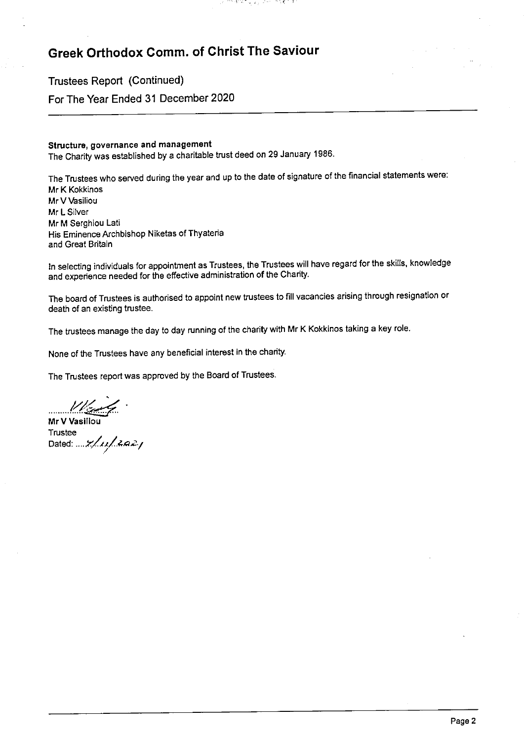# Greek Orthodox Comm. of Christ The Saviour

Trustees Report (Continued)

For The Year Ended 31 December 2020

**Structure, governance and management**

The Charity was established by a charitable trust deed on 29 January 1986.

The Trustees who served during the year and up to the date of signature of the financial statements were:

Mr K Kokkinos
Mr V Vasiliou
Mr L Silver
Mr M Serghiou Lati
His Eminence Archbishop Niketas of Thyateria
and Great Britain

In selecting individuals for appointment as Trustees, the Trustees will have regard for the skills, knowledge and experience needed for the effective administration of the Charity.

The board of Trustees is authorised to appoint new trustees to fill vacancies arising through resignation or death of an existing trustee.

The trustees manage the day to day running of the charity with Mr K Kokkinos taking a key role.

None of the Trustees have any beneficial interest in the charity.

The Trustees report was approved by the Board of Trustees.

..............................

**Mr V Vasiliou**

Trustee

Dated: ....7/11/2021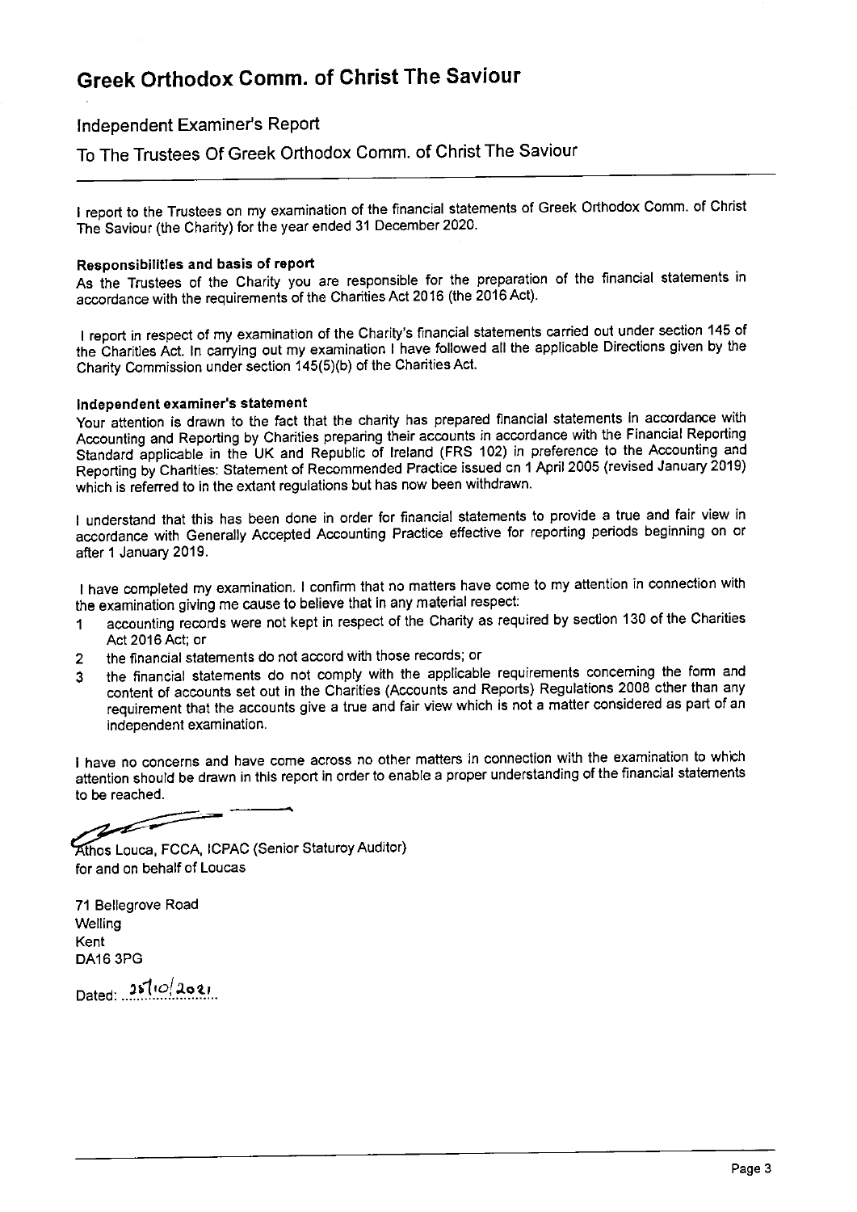# Greek Orthodox Comm. of Christ The Saviour

## Independent Examiner's Report

## To The Trustees Of Greek Orthodox Comm. of Christ The Saviour

I report to the Trustees on my examination of the financial statements of Greek Orthodox Comm. of Christ The Saviour (the Charity) for the year ended 31 December 2020.

**Responsibilities and basis of report**

As the Trustees of the Charity you are responsible for the preparation of the financial statements in accordance with the requirements of the Charities Act 2016 (the 2016 Act).

I report in respect of my examination of the Charity's financial statements carried out under section 145 of the Charities Act. In carrying out my examination I have followed all the applicable Directions given by the Charity Commission under section 145(5)(b) of the Charities Act.

**Independent examiner's statement**

Your attention is drawn to the fact that the charity has prepared financial statements in accordance with Accounting and Reporting by Charities preparing their accounts in accordance with the Financial Reporting Standard applicable in the UK and Republic of Ireland (FRS 102) in preference to the Accounting and Reporting by Charities: Statement of Recommended Practice issued on 1 April 2005 (revised January 2019) which is referred to in the extant regulations but has now been withdrawn.

I understand that this has been done in order for financial statements to provide a true and fair view in accordance with Generally Accepted Accounting Practice effective for reporting periods beginning on or after 1 January 2019.

I have completed my examination. I confirm that no matters have come to my attention in connection with the examination giving me cause to believe that in any material respect:

1. accounting records were not kept in respect of the Charity as required by section 130 of the Charities Act 2016 Act; or
2. the financial statements do not accord with those records; or
3. the financial statements do not comply with the applicable requirements concerning the form and content of accounts set out in the Charities (Accounts and Reports) Regulations 2008 other than any requirement that the accounts give a true and fair view which is not a matter considered as part of an independent examination.

I have no concerns and have come across no other matters in connection with the examination to which attention should be drawn in this report in order to enable a proper understanding of the financial statements to be reached.

Athos Louca, FCCA, ICPAC (Senior Staturoy Auditor)
for and on behalf of Loucas

71 Bellegrove Road
Welling
Kent
DA16 3PG

Dated: 25/10/2021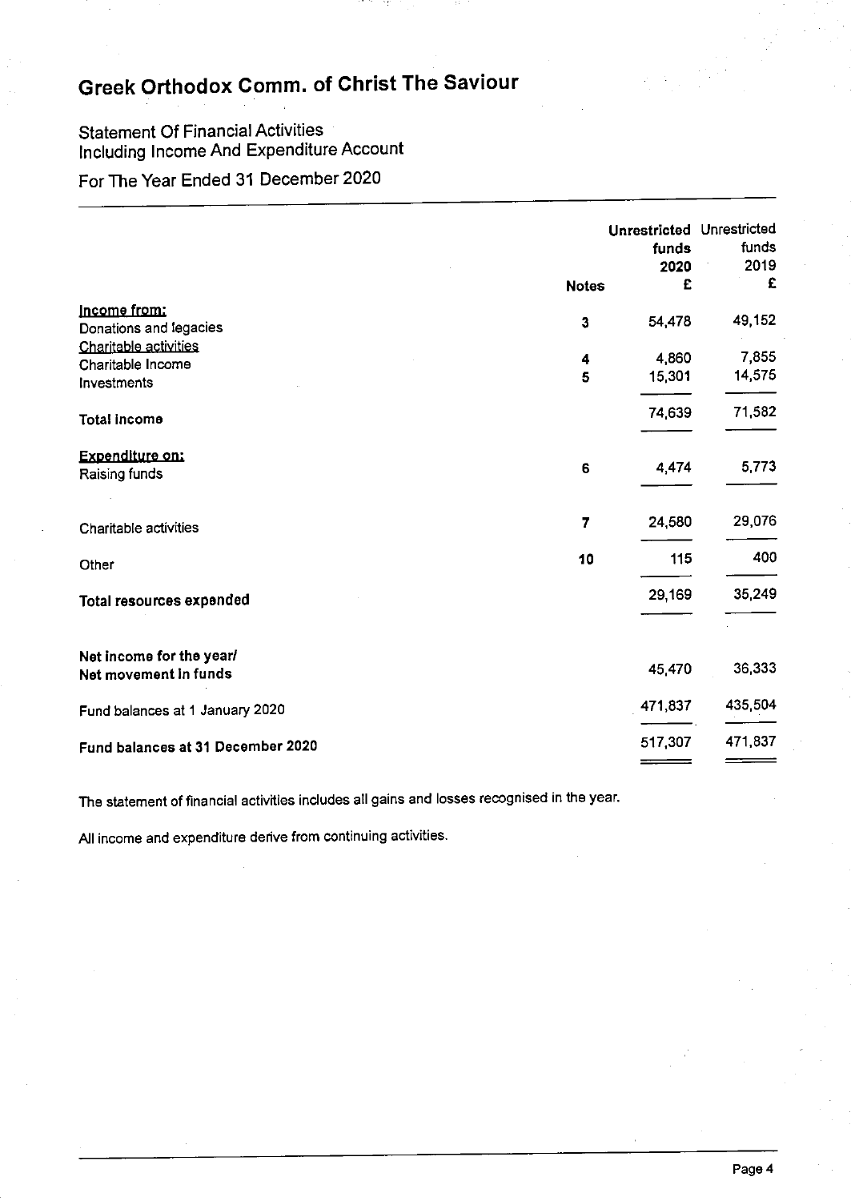# Greek Orthodox Comm. of Christ The Saviour

Statement Of Financial Activities
Including Income And Expenditure Account
For The Year Ended 31 December 2020

| | Notes | Unrestricted funds 2020 £ | Unrestricted funds 2019 £ |
|---|---|---|---|
| **Income from:** | | | |
| Donations and legacies | 3 | 54,478 | 49,152 |
| Charitable activities | | | |
| Charitable Income | 4 | 4,860 | 7,855 |
| Investments | 5 | 15,301 | 14,575 |
| **Total income** | | 74,639 | 71,582 |
| **Expenditure on:** | | | |
| Raising funds | 6 | 4,474 | 5,773 |
| Charitable activities | 7 | 24,580 | 29,076 |
| Other | 10 | 115 | 400 |
| **Total resources expended** | | 29,169 | 35,249 |
| **Net income for the year/ Net movement in funds** | | 45,470 | 36,333 |
| Fund balances at 1 January 2020 | | 471,837 | 435,504 |
| **Fund balances at 31 December 2020** | | 517,307 | 471,837 |

The statement of financial activities includes all gains and losses recognised in the year.

All income and expenditure derive from continuing activities.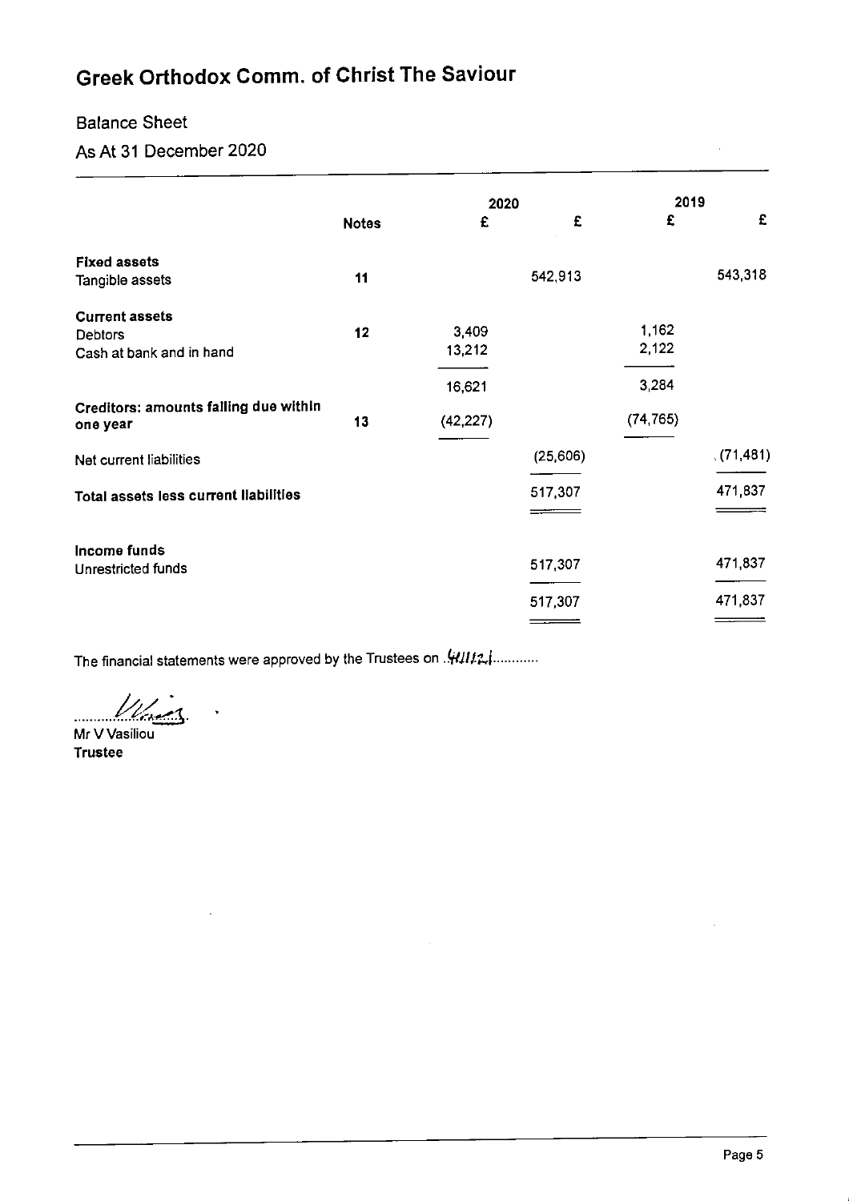# Greek Orthodox Comm. of Christ The Saviour

## Balance Sheet

## As At 31 December 2020

| | Notes | 2020 £ | 2020 £ | 2019 £ | 2019 £ |
|---|---|---|---|---|---|
| **Fixed assets** | | | | | |
| Tangible assets | 11 | | 542,913 | | 543,318 |
| **Current assets** | | | | | |
| Debtors | 12 | 3,409 | | 1,162 | |
| Cash at bank and in hand | | 13,212 | | 2,122 | |
| | | 16,621 | | 3,284 | |
| **Creditors: amounts falling due within one year** | 13 | (42,227) | | (74,765) | |
| Net current liabilities | | | (25,606) | | (71,481) |
| **Total assets less current liabilities** | | | 517,307 | | 471,837 |
| **Income funds** | | | | | |
| Unrestricted funds | | | 517,307 | | 471,837 |
| | | | 517,307 | | 471,837 |

The financial statements were approved by the Trustees on 4/11/21

Mr V Vasiliou
**Trustee**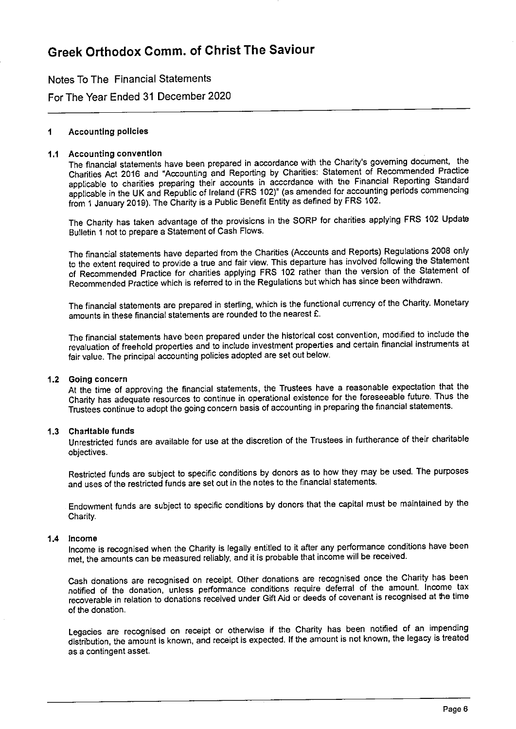# Greek Orthodox Comm. of Christ The Saviour

Notes To The Financial Statements

For The Year Ended 31 December 2020

## 1 Accounting policies

### 1.1 Accounting convention

The financial statements have been prepared in accordance with the Charity's governing document, the Charities Act 2016 and "Accounting and Reporting by Charities: Statement of Recommended Practice applicable to charities preparing their accounts in accordance with the Financial Reporting Standard applicable in the UK and Republic of Ireland (FRS 102)" (as amended for accounting periods commencing from 1 January 2019). The Charity is a Public Benefit Entity as defined by FRS 102.

The Charity has taken advantage of the provisions in the SORP for charities applying FRS 102 Update Bulletin 1 not to prepare a Statement of Cash Flows.

The financial statements have departed from the Charities (Accounts and Reports) Regulations 2008 only to the extent required to provide a true and fair view. This departure has involved following the Statement of Recommended Practice for charities applying FRS 102 rather than the version of the Statement of Recommended Practice which is referred to in the Regulations but which has since been withdrawn.

The financial statements are prepared in sterling, which is the functional currency of the Charity. Monetary amounts in these financial statements are rounded to the nearest £.

The financial statements have been prepared under the historical cost convention, modified to include the revaluation of freehold properties and to include investment properties and certain financial instruments at fair value. The principal accounting policies adopted are set out below.

### 1.2 Going concern

At the time of approving the financial statements, the Trustees have a reasonable expectation that the Charity has adequate resources to continue in operational existence for the foreseeable future. Thus the Trustees continue to adopt the going concern basis of accounting in preparing the financial statements.

### 1.3 Charitable funds

Unrestricted funds are available for use at the discretion of the Trustees in furtherance of their charitable objectives.

Restricted funds are subject to specific conditions by donors as to how they may be used. The purposes and uses of the restricted funds are set out in the notes to the financial statements.

Endowment funds are subject to specific conditions by donors that the capital must be maintained by the Charity.

### 1.4 Income

Income is recognised when the Charity is legally entitled to it after any performance conditions have been met, the amounts can be measured reliably, and it is probable that income will be received.

Cash donations are recognised on receipt. Other donations are recognised once the Charity has been notified of the donation, unless performance conditions require deferral of the amount. Income tax recoverable in relation to donations received under Gift Aid or deeds of covenant is recognised at the time of the donation.

Legacies are recognised on receipt or otherwise if the Charity has been notified of an impending distribution, the amount is known, and receipt is expected. If the amount is not known, the legacy is treated as a contingent asset.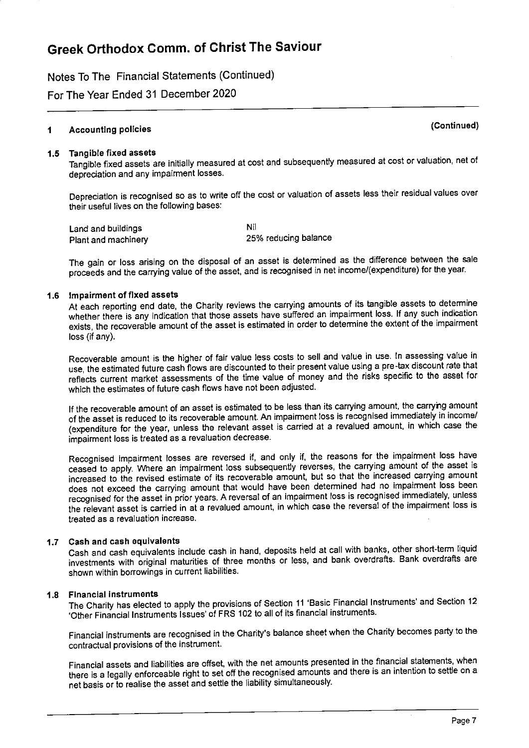# Greek Orthodox Comm. of Christ The Saviour

Notes To The Financial Statements (Continued)

For The Year Ended 31 December 2020

## 1 Accounting policies (Continued)

### 1.5 Tangible fixed assets

Tangible fixed assets are initially measured at cost and subsequently measured at cost or valuation, net of depreciation and any impairment losses.

Depreciation is recognised so as to write off the cost or valuation of assets less their residual values over their useful lives on the following bases:

| | |
|---|---|
| Land and buildings | Nil |
| Plant and machinery | 25% reducing balance |

The gain or loss arising on the disposal of an asset is determined as the difference between the sale proceeds and the carrying value of the asset, and is recognised in net income/(expenditure) for the year.

### 1.6 Impairment of fixed assets

At each reporting end date, the Charity reviews the carrying amounts of its tangible assets to determine whether there is any indication that those assets have suffered an impairment loss. If any such indication exists, the recoverable amount of the asset is estimated in order to determine the extent of the impairment loss (if any).

Recoverable amount is the higher of fair value less costs to sell and value in use. In assessing value in use, the estimated future cash flows are discounted to their present value using a pre-tax discount rate that reflects current market assessments of the time value of money and the risks specific to the asset for which the estimates of future cash flows have not been adjusted.

If the recoverable amount of an asset is estimated to be less than its carrying amount, the carrying amount of the asset is reduced to its recoverable amount. An impairment loss is recognised immediately in income/ (expenditure for the year, unless the relevant asset is carried at a revalued amount, in which case the impairment loss is treated as a revaluation decrease.

Recognised impairment losses are reversed if, and only if, the reasons for the impairment loss have ceased to apply. Where an impairment loss subsequently reverses, the carrying amount of the asset is increased to the revised estimate of its recoverable amount, but so that the increased carrying amount does not exceed the carrying amount that would have been determined had no impairment loss been recognised for the asset in prior years. A reversal of an impairment loss is recognised immediately, unless the relevant asset is carried in at a revalued amount, in which case the reversal of the impairment loss is treated as a revaluation increase.

### 1.7 Cash and cash equivalents

Cash and cash equivalents include cash in hand, deposits held at call with banks, other short-term liquid investments with original maturities of three months or less, and bank overdrafts. Bank overdrafts are shown within borrowings in current liabilities.

### 1.8 Financial instruments

The Charity has elected to apply the provisions of Section 11 'Basic Financial Instruments' and Section 12 'Other Financial Instruments Issues' of FRS 102 to all of its financial instruments.

Financial instruments are recognised in the Charity's balance sheet when the Charity becomes party to the contractual provisions of the instrument.

Financial assets and liabilities are offset, with the net amounts presented in the financial statements, when there is a legally enforceable right to set off the recognised amounts and there is an intention to settle on a net basis or to realise the asset and settle the liability simultaneously.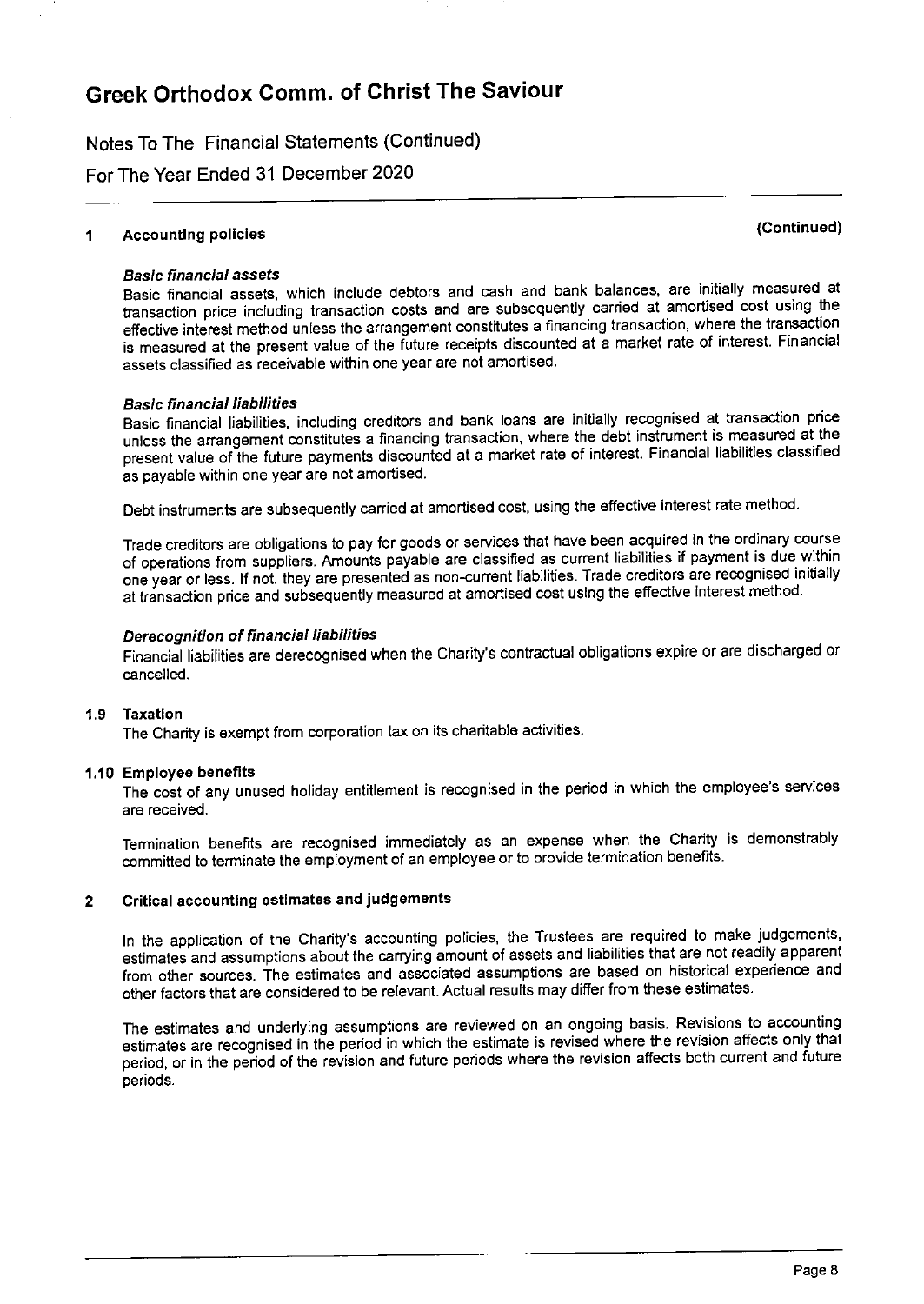# Greek Orthodox Comm. of Christ The Saviour

Notes To The Financial Statements (Continued)

For The Year Ended 31 December 2020

## 1 Accounting policies (Continued)

***Basic financial assets***

Basic financial assets, which include debtors and cash and bank balances, are initially measured at transaction price including transaction costs and are subsequently carried at amortised cost using the effective interest method unless the arrangement constitutes a financing transaction, where the transaction is measured at the present value of the future receipts discounted at a market rate of interest. Financial assets classified as receivable within one year are not amortised.

***Basic financial liabilities***

Basic financial liabilities, including creditors and bank loans are initially recognised at transaction price unless the arrangement constitutes a financing transaction, where the debt instrument is measured at the present value of the future payments discounted at a market rate of interest. Financial liabilities classified as payable within one year are not amortised.

Debt instruments are subsequently carried at amortised cost, using the effective interest rate method.

Trade creditors are obligations to pay for goods or services that have been acquired in the ordinary course of operations from suppliers. Amounts payable are classified as current liabilities if payment is due within one year or less. If not, they are presented as non-current liabilities. Trade creditors are recognised initially at transaction price and subsequently measured at amortised cost using the effective interest method.

***Derecognition of financial liabilities***

Financial liabilities are derecognised when the Charity's contractual obligations expire or are discharged or cancelled.

### 1.9 Taxation

The Charity is exempt from corporation tax on its charitable activities.

### 1.10 Employee benefits

The cost of any unused holiday entitlement is recognised in the period in which the employee's services are received.

Termination benefits are recognised immediately as an expense when the Charity is demonstrably committed to terminate the employment of an employee or to provide termination benefits.

## 2 Critical accounting estimates and judgements

In the application of the Charity's accounting policies, the Trustees are required to make judgements, estimates and assumptions about the carrying amount of assets and liabilities that are not readily apparent from other sources. The estimates and associated assumptions are based on historical experience and other factors that are considered to be relevant. Actual results may differ from these estimates.

The estimates and underlying assumptions are reviewed on an ongoing basis. Revisions to accounting estimates are recognised in the period in which the estimate is revised where the revision affects only that period, or in the period of the revision and future periods where the revision affects both current and future periods.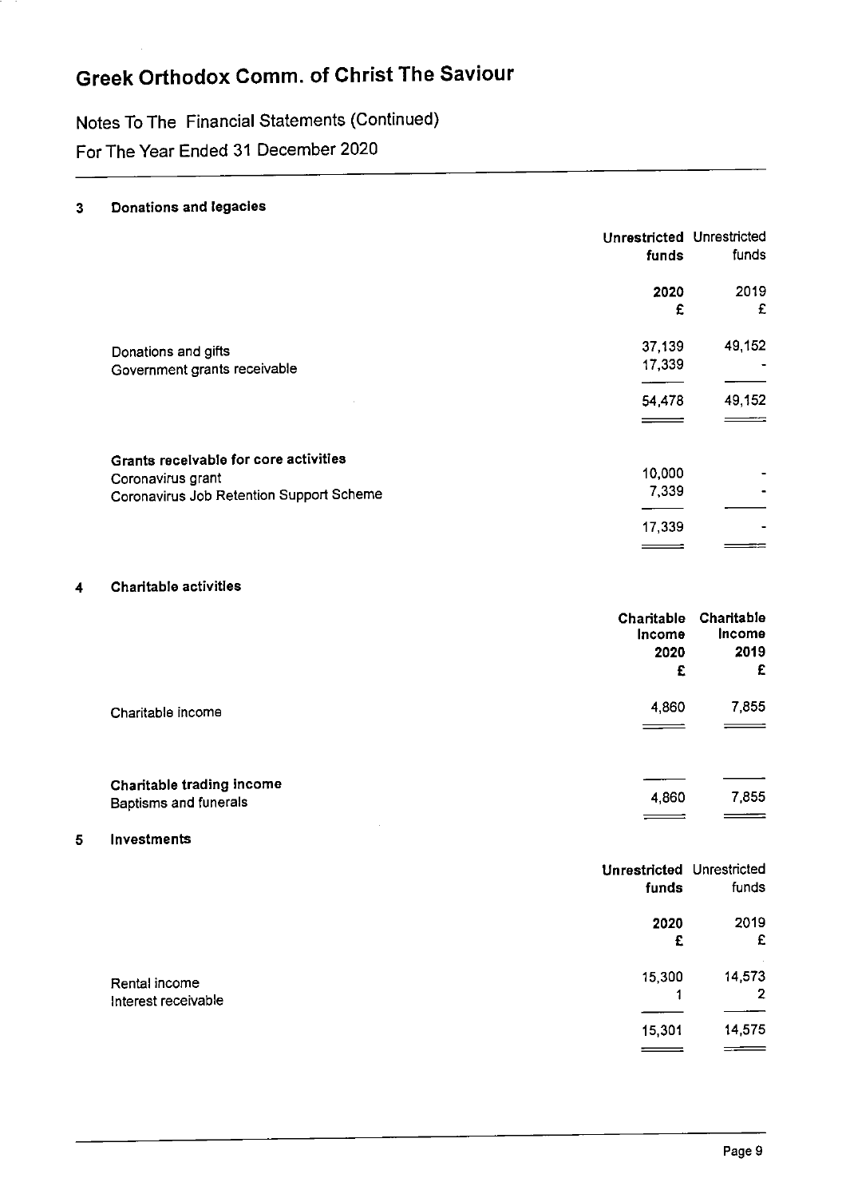# Greek Orthodox Comm. of Christ The Saviour

Notes To The Financial Statements (Continued)

For The Year Ended 31 December 2020

## 3 Donations and legacies

| | **Unrestricted funds** | Unrestricted funds |
|---|---|---|
| | **2020** | 2019 |
| | **£** | £ |
| Donations and gifts | 37,139 | 49,152 |
| Government grants receivable | 17,339 | - |
| | 54,478 | 49,152 |
| **Grants receivable for core activities** | | |
| Coronavirus grant | 10,000 | - |
| Coronavirus Job Retention Support Scheme | 7,339 | - |
| | 17,339 | - |

## 4 Charitable activities

| | **Charitable Income 2020** | **Charitable Income 2019** |
|---|---|---|
| | **£** | **£** |
| Charitable income | 4,860 | 7,855 |
| **Charitable trading income** | | |
| Baptisms and funerals | 4,860 | 7,855 |

## 5 Investments

| | **Unrestricted funds** | Unrestricted funds |
|---|---|---|
| | **2020** | 2019 |
| | **£** | £ |
| Rental income | 15,300 | 14,573 |
| Interest receivable | 1 | 2 |
| | 15,301 | 14,575 |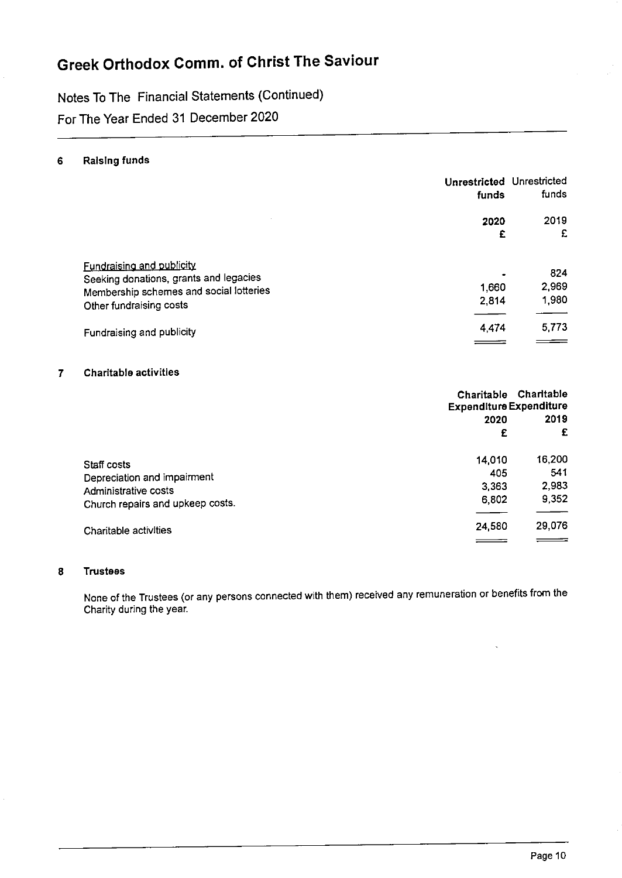# Greek Orthodox Comm. of Christ The Saviour

Notes To The Financial Statements (Continued)

For The Year Ended 31 December 2020

## 6 Raising funds

| | Unrestricted funds | Unrestricted funds |
|---|---|---|
| | 2020 | 2019 |
| | £ | £ |
| Fundraising and publicity | | |
| Seeking donations, grants and legacies | - | 824 |
| Membership schemes and social lotteries | 1,660 | 2,969 |
| Other fundraising costs | 2,814 | 1,980 |
| Fundraising and publicity | 4,474 | 5,773 |

## 7 Charitable activities

| | Charitable Expenditure | Charitable Expenditure |
|---|---|---|
| | 2020 | 2019 |
| | £ | £ |
| Staff costs | 14,010 | 16,200 |
| Depreciation and impairment | 405 | 541 |
| Administrative costs | 3,363 | 2,983 |
| Church repairs and upkeep costs. | 6,802 | 9,352 |
| Charitable activities | 24,580 | 29,076 |

## 8 Trustees

None of the Trustees (or any persons connected with them) received any remuneration or benefits from the Charity during the year.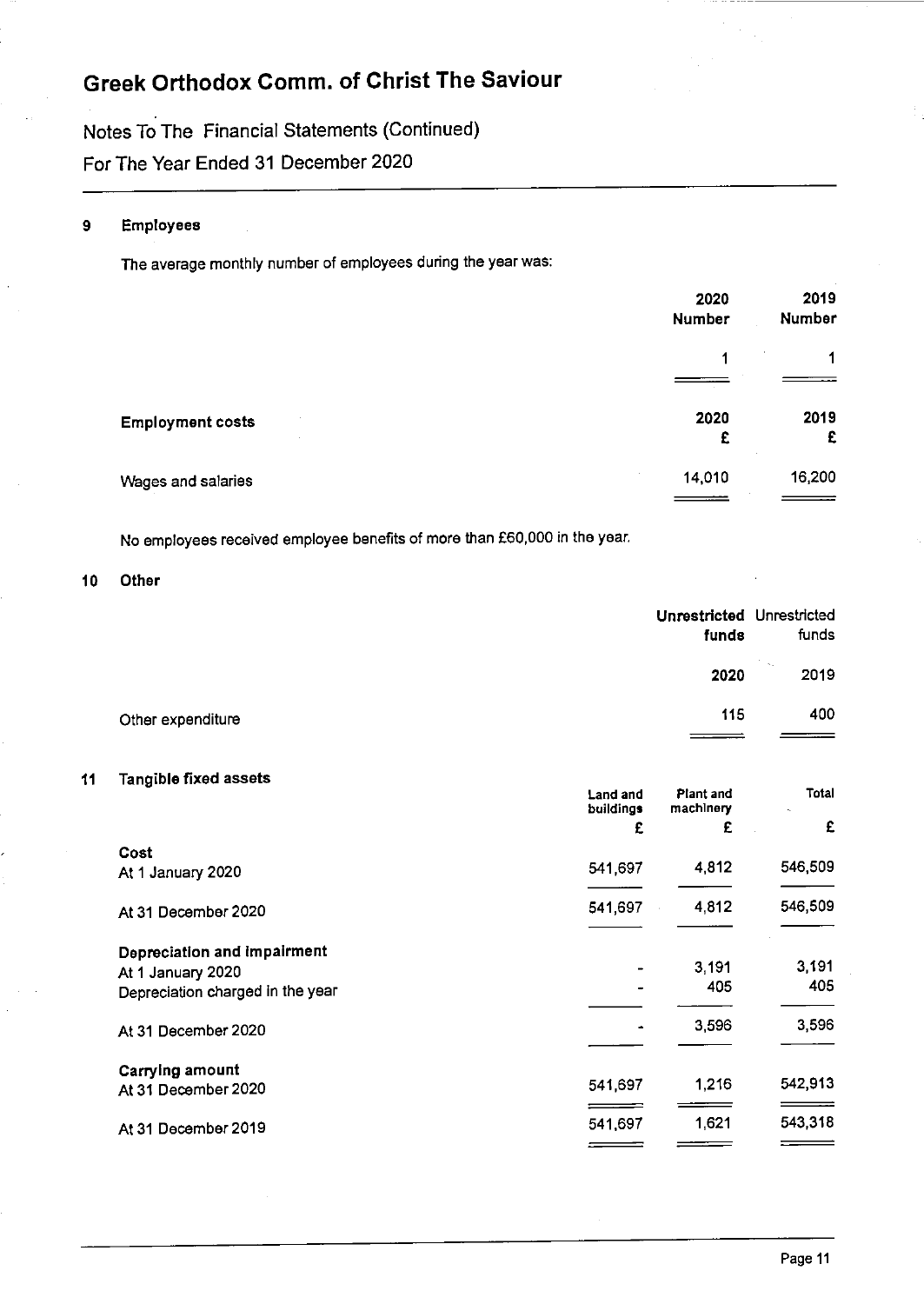# Greek Orthodox Comm. of Christ The Saviour

Notes To The Financial Statements (Continued)

For The Year Ended 31 December 2020

## 9 Employees

The average monthly number of employees during the year was:

| | 2020 Number | 2019 Number |
|---|---|---|
| | 1 | 1 |

| **Employment costs** | 2020 £ | 2019 £ |
|---|---|---|
| Wages and salaries | 14,010 | 16,200 |

No employees received employee benefits of more than £60,000 in the year.

## 10 Other

| | **Unrestricted funds 2020** | Unrestricted funds 2019 |
|---|---|---|
| Other expenditure | 115 | 400 |

## 11 Tangible fixed assets

| | Land and buildings £ | Plant and machinery £ | Total £ |
|---|---|---|---|
| **Cost** | | | |
| At 1 January 2020 | 541,697 | 4,812 | 546,509 |
| At 31 December 2020 | 541,697 | 4,812 | 546,509 |
| **Depreciation and impairment** | | | |
| At 1 January 2020 | - | 3,191 | 3,191 |
| Depreciation charged in the year | - | 405 | 405 |
| At 31 December 2020 | - | 3,596 | 3,596 |
| **Carrying amount** | | | |
| At 31 December 2020 | 541,697 | 1,216 | 542,913 |
| At 31 December 2019 | 541,697 | 1,621 | 543,318 |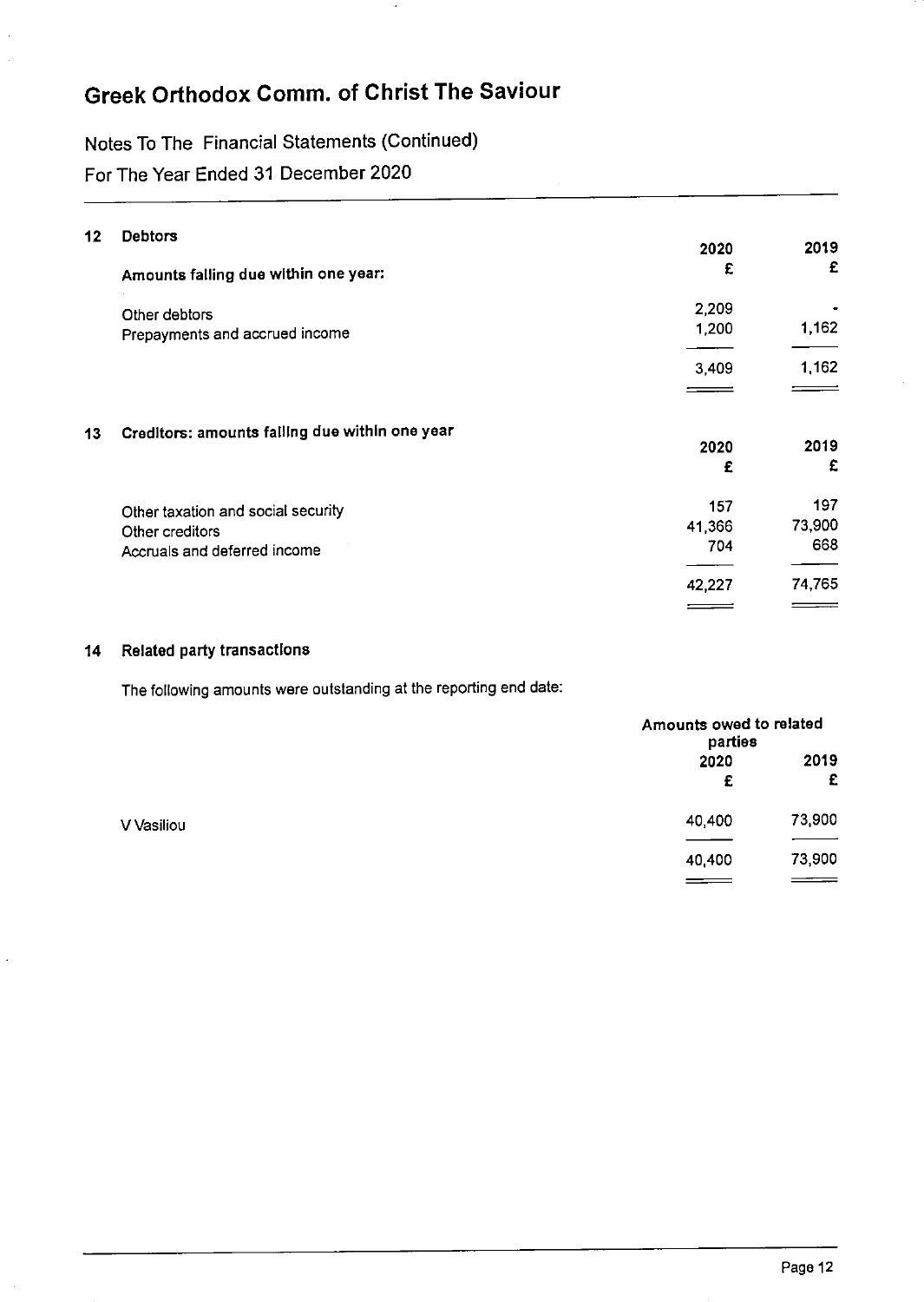# Greek Orthodox Comm. of Christ The Saviour

Notes To The Financial Statements (Continued)

For The Year Ended 31 December 2020

## 12 Debtors

| | 2020 | 2019 |
|---|---|---|
| **Amounts falling due within one year:** | £ | £ |
| Other debtors | 2,209 | - |
| Prepayments and accrued income | 1,200 | 1,162 |
| | 3,409 | 1,162 |

## 13 Creditors: amounts falling due within one year

| | 2020 | 2019 |
|---|---|---|
| | £ | £ |
| Other taxation and social security | 157 | 197 |
| Other creditors | 41,366 | 73,900 |
| Accruals and deferred income | 704 | 668 |
| | 42,227 | 74,765 |

## 14 Related party transactions

The following amounts were outstanding at the reporting end date:

| | Amounts owed to related parties | |
|---|---|---|
| | 2020 | 2019 |
| | £ | £ |
| V Vasiliou | 40,400 | 73,900 |
| | 40,400 | 73,900 |